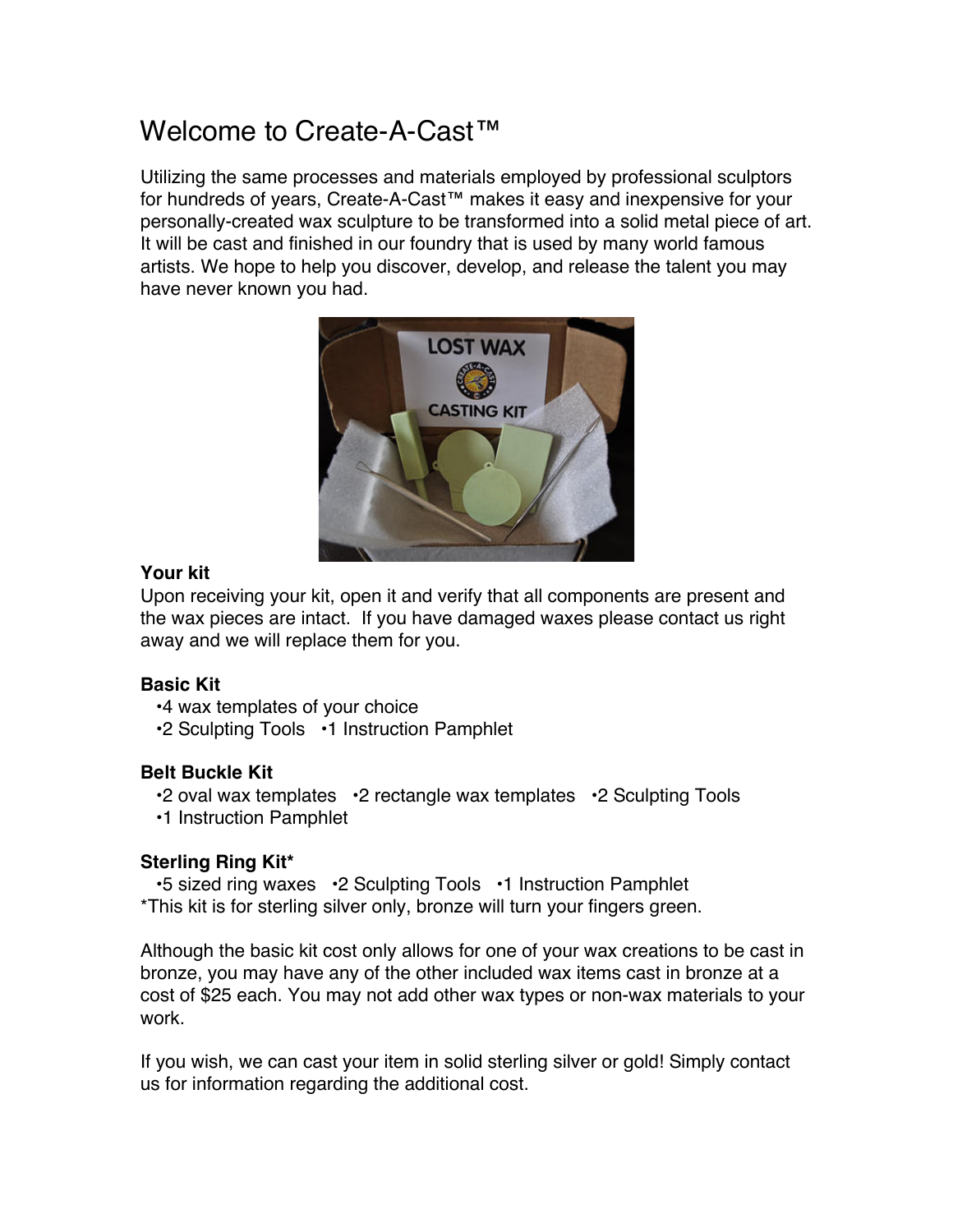# Welcome to Create-A-Cast™

Utilizing the same processes and materials employed by professional sculptors for hundreds of years, Create-A-Cast™ makes it easy and inexpensive for your personally-created wax sculpture to be transformed into a solid metal piece of art. It will be cast and finished in our foundry that is used by many world famous artists. We hope to help you discover, develop, and release the talent you may have never known you had.

**Your kit**
Upon receiving your kit, open it and verify that all components are present and the wax pieces are intact. If you have damaged waxes please contact us right away and we will replace them for you.

**Basic Kit**
- •4 wax templates of your choice
- •2 Sculpting Tools •1 Instruction Pamphlet

**Belt Buckle Kit**
- •2 oval wax templates •2 rectangle wax templates •2 Sculpting Tools
- •1 Instruction Pamphlet

**Sterling Ring Kit***
- •5 sized ring waxes •2 Sculpting Tools •1 Instruction Pamphlet

*This kit is for sterling silver only, bronze will turn your fingers green.

Although the basic kit cost only allows for one of your wax creations to be cast in bronze, you may have any of the other included wax items cast in bronze at a cost of $25 each. You may not add other wax types or non-wax materials to your work.

If you wish, we can cast your item in solid sterling silver or gold! Simply contact us for information regarding the additional cost.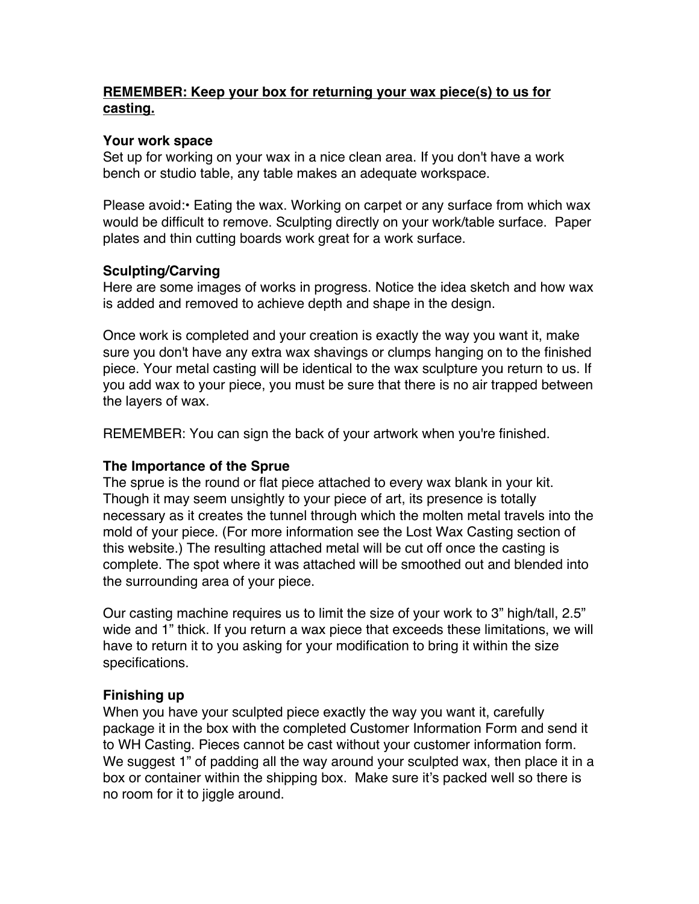**<u>REMEMBER: Keep your box for returning your wax piece(s) to us for casting.</u>**

**Your work space**

Set up for working on your wax in a nice clean area. If you don't have a work bench or studio table, any table makes an adequate workspace.

Please avoid:• Eating the wax. Working on carpet or any surface from which wax would be difficult to remove. Sculpting directly on your work/table surface. Paper plates and thin cutting boards work great for a work surface.

**Sculpting/Carving**

Here are some images of works in progress. Notice the idea sketch and how wax is added and removed to achieve depth and shape in the design.

Once work is completed and your creation is exactly the way you want it, make sure you don't have any extra wax shavings or clumps hanging on to the finished piece. Your metal casting will be identical to the wax sculpture you return to us. If you add wax to your piece, you must be sure that there is no air trapped between the layers of wax.

REMEMBER: You can sign the back of your artwork when you're finished.

**The Importance of the Sprue**

The sprue is the round or flat piece attached to every wax blank in your kit. Though it may seem unsightly to your piece of art, its presence is totally necessary as it creates the tunnel through which the molten metal travels into the mold of your piece. (For more information see the Lost Wax Casting section of this website.) The resulting attached metal will be cut off once the casting is complete. The spot where it was attached will be smoothed out and blended into the surrounding area of your piece.

Our casting machine requires us to limit the size of your work to 3" high/tall, 2.5" wide and 1" thick. If you return a wax piece that exceeds these limitations, we will have to return it to you asking for your modification to bring it within the size specifications.

**Finishing up**

When you have your sculpted piece exactly the way you want it, carefully package it in the box with the completed Customer Information Form and send it to WH Casting. Pieces cannot be cast without your customer information form. We suggest 1" of padding all the way around your sculpted wax, then place it in a box or container within the shipping box. Make sure it's packed well so there is no room for it to jiggle around.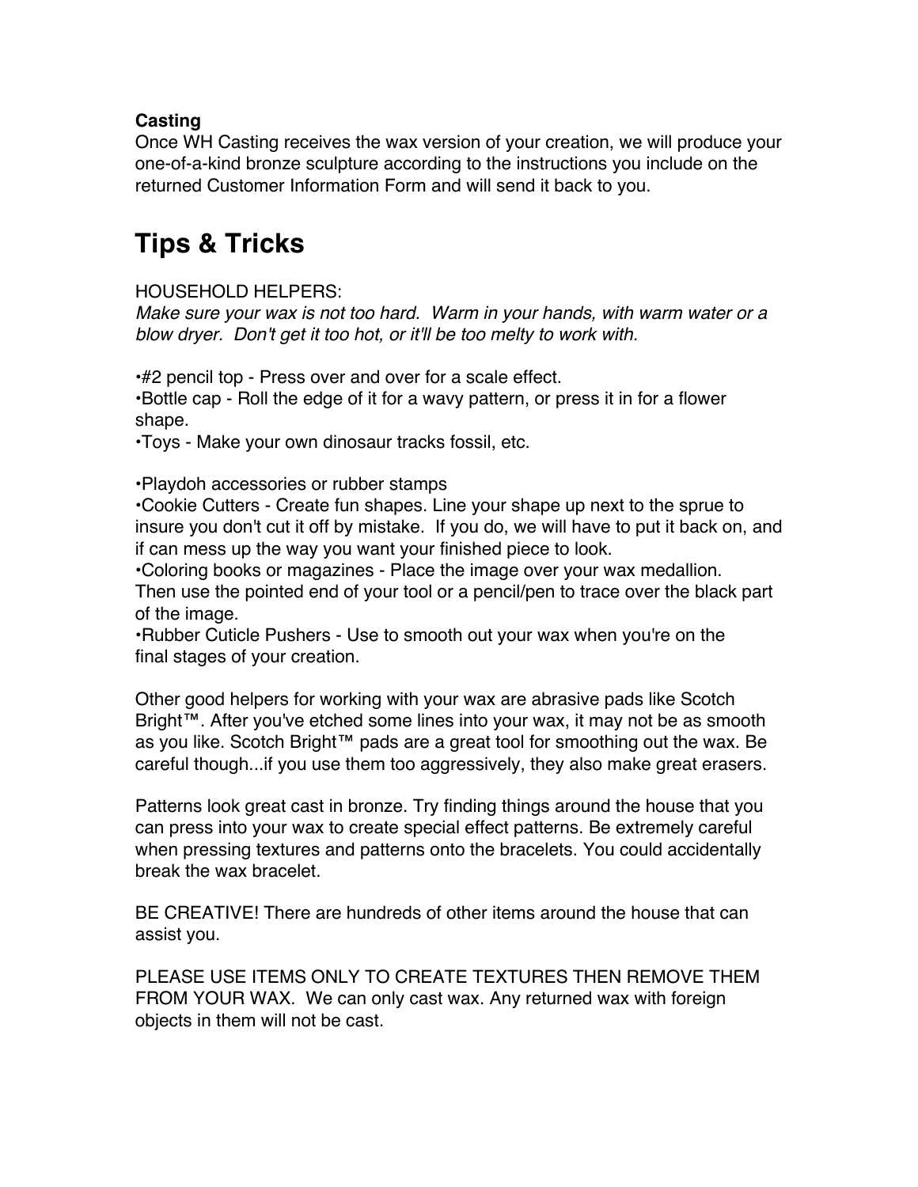**Casting**
Once WH Casting receives the wax version of your creation, we will produce your one-of-a-kind bronze sculpture according to the instructions you include on the returned Customer Information Form and will send it back to you.

# Tips & Tricks

HOUSEHOLD HELPERS:
*Make sure your wax is not too hard. Warm in your hands, with warm water or a blow dryer. Don't get it too hot, or it'll be too melty to work with.*

•#2 pencil top - Press over and over for a scale effect.
•Bottle cap - Roll the edge of it for a wavy pattern, or press it in for a flower shape.
•Toys - Make your own dinosaur tracks fossil, etc.

•Playdoh accessories or rubber stamps
•Cookie Cutters - Create fun shapes. Line your shape up next to the sprue to insure you don't cut it off by mistake. If you do, we will have to put it back on, and if can mess up the way you want your finished piece to look.
•Coloring books or magazines - Place the image over your wax medallion. Then use the pointed end of your tool or a pencil/pen to trace over the black part of the image.
•Rubber Cuticle Pushers - Use to smooth out your wax when you're on the final stages of your creation.

Other good helpers for working with your wax are abrasive pads like Scotch Bright™. After you've etched some lines into your wax, it may not be as smooth as you like. Scotch Bright™ pads are a great tool for smoothing out the wax. Be careful though...if you use them too aggressively, they also make great erasers.

Patterns look great cast in bronze. Try finding things around the house that you can press into your wax to create special effect patterns. Be extremely careful when pressing textures and patterns onto the bracelets. You could accidentally break the wax bracelet.

BE CREATIVE! There are hundreds of other items around the house that can assist you.

PLEASE USE ITEMS ONLY TO CREATE TEXTURES THEN REMOVE THEM FROM YOUR WAX. We can only cast wax. Any returned wax with foreign objects in them will not be cast.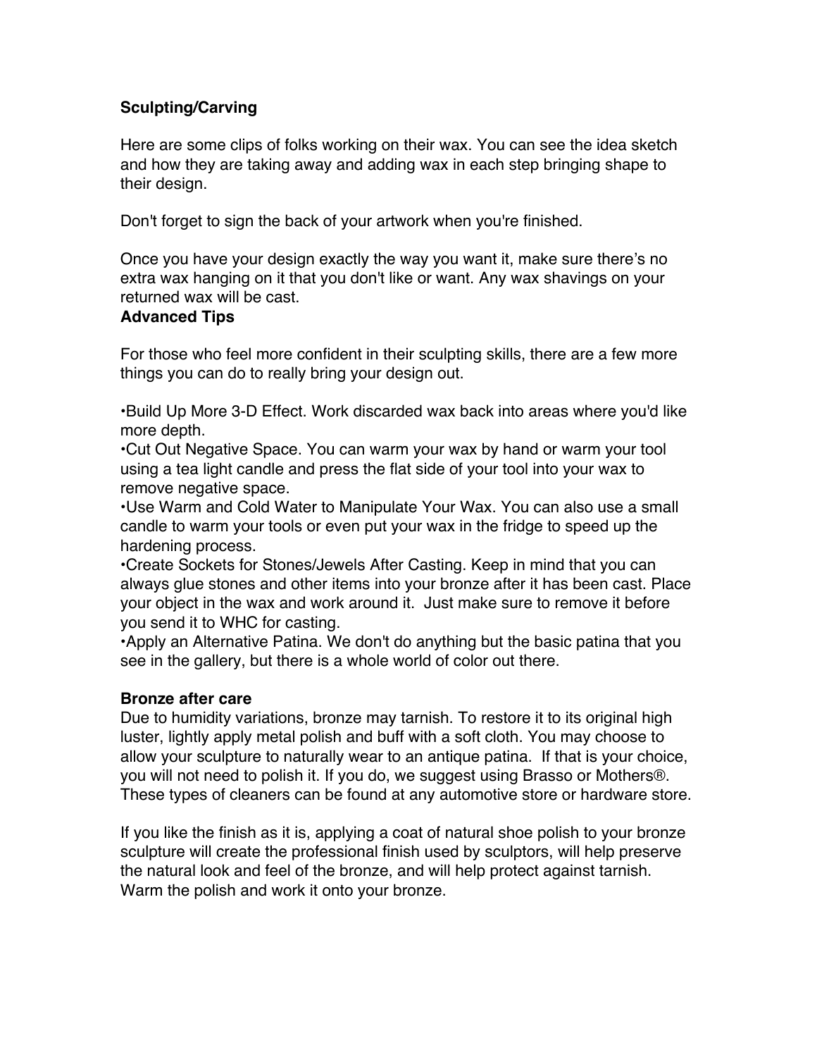**Sculpting/Carving**

Here are some clips of folks working on their wax. You can see the idea sketch and how they are taking away and adding wax in each step bringing shape to their design.

Don't forget to sign the back of your artwork when you're finished.

Once you have your design exactly the way you want it, make sure there's no extra wax hanging on it that you don't like or want. Any wax shavings on your returned wax will be cast.

**Advanced Tips**

For those who feel more confident in their sculpting skills, there are a few more things you can do to really bring your design out.

•Build Up More 3-D Effect. Work discarded wax back into areas where you'd like more depth.
•Cut Out Negative Space. You can warm your wax by hand or warm your tool using a tea light candle and press the flat side of your tool into your wax to remove negative space.
•Use Warm and Cold Water to Manipulate Your Wax. You can also use a small candle to warm your tools or even put your wax in the fridge to speed up the hardening process.
•Create Sockets for Stones/Jewels After Casting. Keep in mind that you can always glue stones and other items into your bronze after it has been cast. Place your object in the wax and work around it. Just make sure to remove it before you send it to WHC for casting.
•Apply an Alternative Patina. We don't do anything but the basic patina that you see in the gallery, but there is a whole world of color out there.

**Bronze after care**

Due to humidity variations, bronze may tarnish. To restore it to its original high luster, lightly apply metal polish and buff with a soft cloth. You may choose to allow your sculpture to naturally wear to an antique patina. If that is your choice, you will not need to polish it. If you do, we suggest using Brasso or Mothers®. These types of cleaners can be found at any automotive store or hardware store.

If you like the finish as it is, applying a coat of natural shoe polish to your bronze sculpture will create the professional finish used by sculptors, will help preserve the natural look and feel of the bronze, and will help protect against tarnish. Warm the polish and work it onto your bronze.